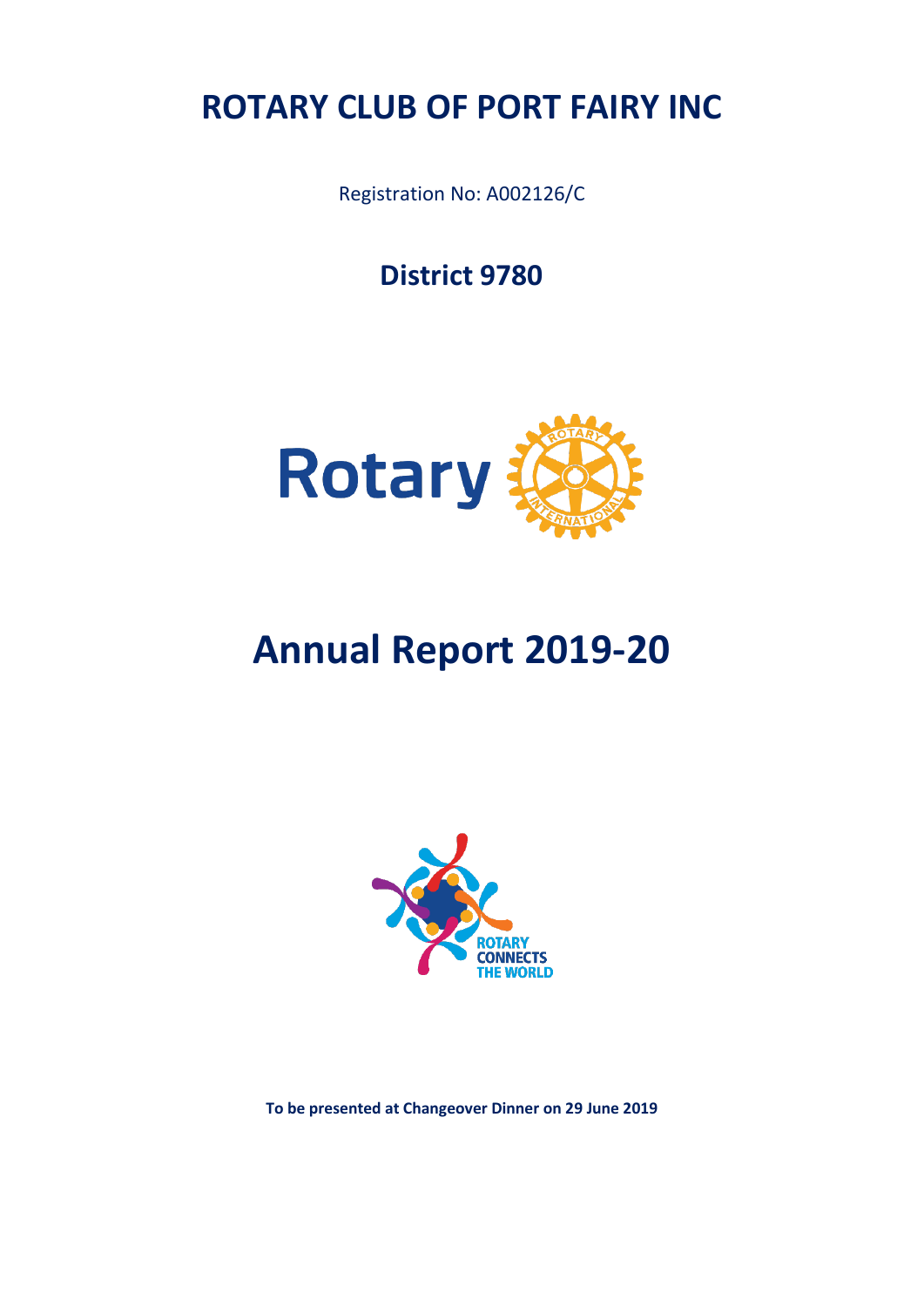# ROTARY CLUB OF PORT FAIRY INC

Registration No: A002126/C

## District 9780

# Annual Report 2019-20

**To be presented at Changeover Dinner on 29 June 2019**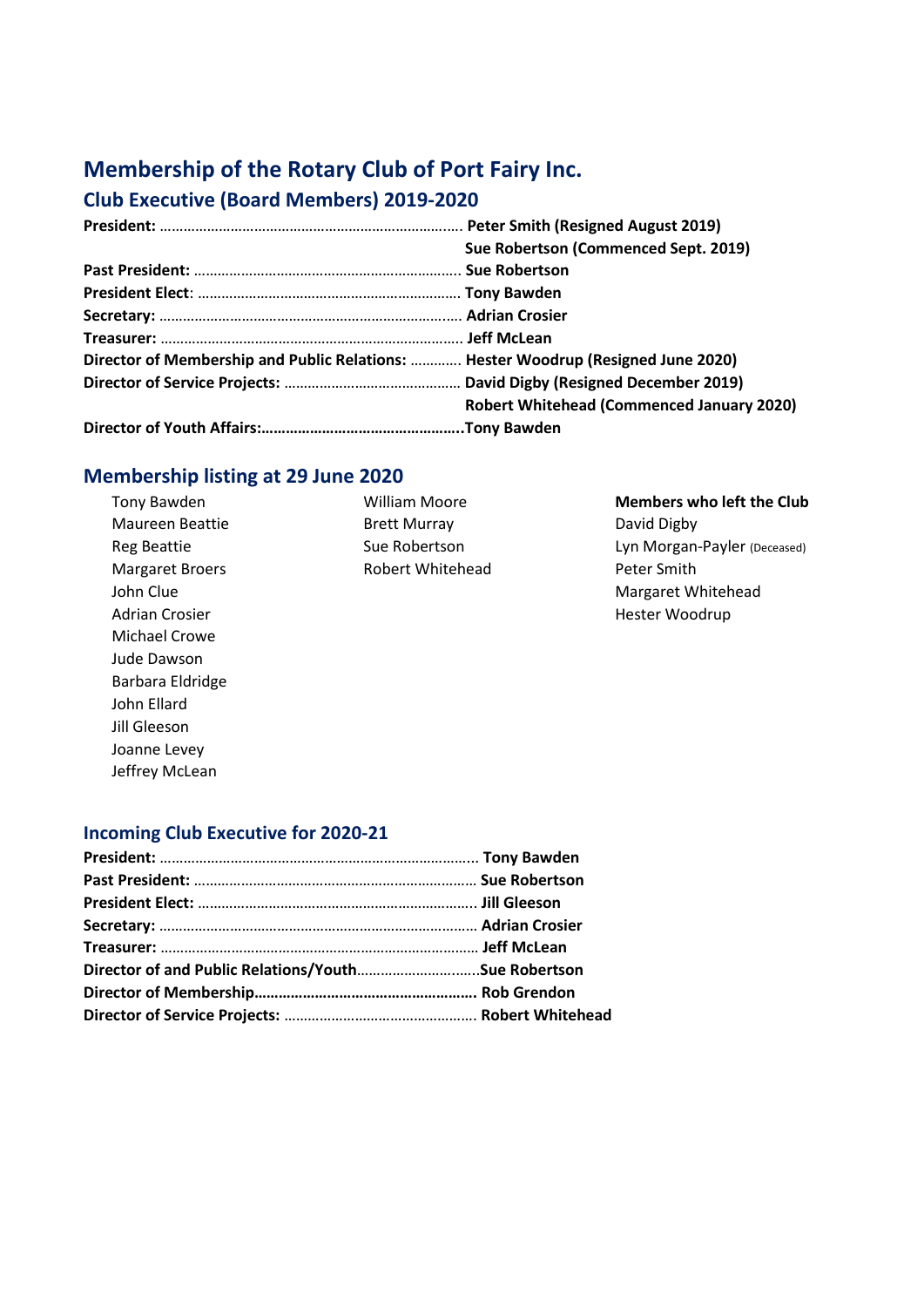# Membership of the Rotary Club of Port Fairy Inc.

## Club Executive (Board Members) 2019-2020

**President:** ……………………………………………………………. **Peter Smith (Resigned August 2019)**
**Sue Robertson (Commenced Sept. 2019)**
**Past President:** …………………………………………………….. **Sue Robertson**
**President Elect**: …………………………………………………….. **Tony Bawden**
**Secretary:** …………………………………………………………….. **Adrian Crosier**
**Treasurer:** ……………………………………………………………. **Jeff McLean**
**Director of Membership and Public Relations:** …………. **Hester Woodrup (Resigned June 2020)**
**Director of Service Projects:** ……………………………………… **David Digby (Resigned December 2019)**
**Robert Whitehead (Commenced January 2020)**
**Director of Youth Affairs:………………………………………….Tony Bawden**

## Membership listing at 29 June 2020

Tony Bawden
Maureen Beattie
Reg Beattie
Margaret Broers
John Clue
Adrian Crosier
Michael Crowe
Jude Dawson
Barbara Eldridge
John Ellard
Jill Gleeson
Joanne Levey
Jeffrey McLean
William Moore
Brett Murray
Sue Robertson
Robert Whitehead

**Members who left the Club**

David Digby
Lyn Morgan-Payler (Deceased)
Peter Smith
Margaret Whitehead
Hester Woodrup

## Incoming Club Executive for 2020-21

**President:** …………………………………………………………………. **Tony Bawden**
**Past President:** ………………………………………………………… **Sue Robertson**
**President Elect:** ……………………………………………………….. **Jill Gleeson**
**Secretary:** ………………………………………………………………… **Adrian Crosier**
**Treasurer:** ………………………………………………………………… **Jeff McLean**
**Director of and Public Relations/Youth**……………………….…**Sue Robertson**
**Director of Membership……………………………………………… Rob Grendon**
**Director of Service Projects:** ………………………………………… **Robert Whitehead**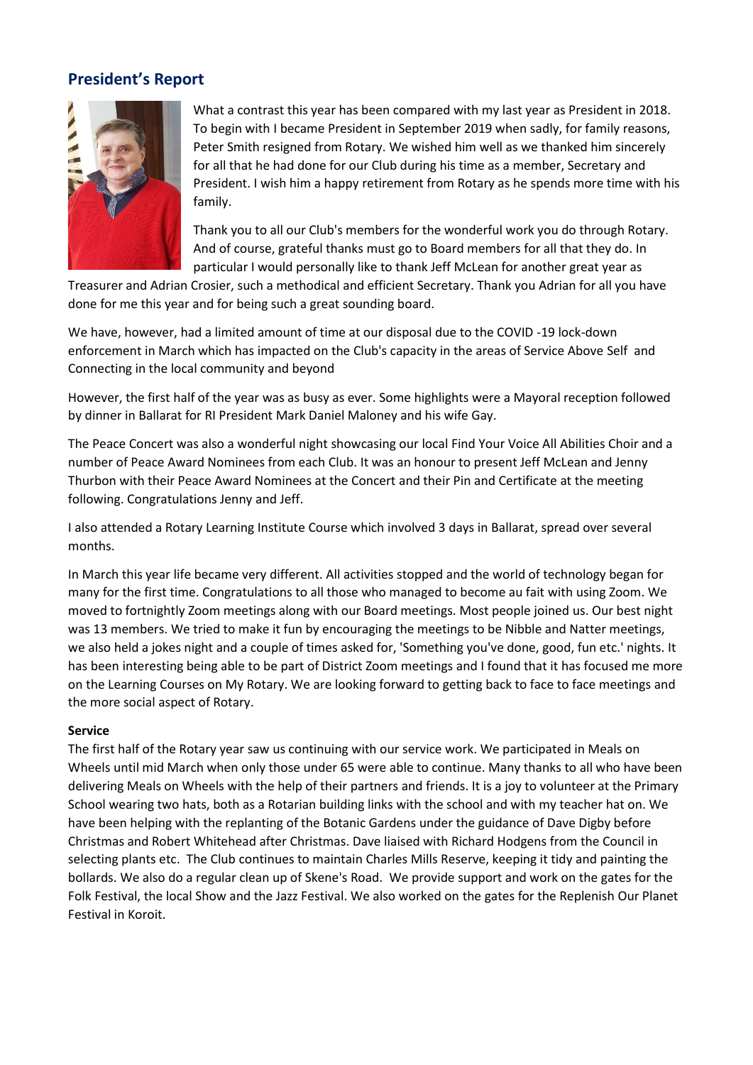## President's Report

What a contrast this year has been compared with my last year as President in 2018. To begin with I became President in September 2019 when sadly, for family reasons, Peter Smith resigned from Rotary. We wished him well as we thanked him sincerely for all that he had done for our Club during his time as a member, Secretary and President. I wish him a happy retirement from Rotary as he spends more time with his family.

Thank you to all our Club's members for the wonderful work you do through Rotary. And of course, grateful thanks must go to Board members for all that they do. In particular I would personally like to thank Jeff McLean for another great year as Treasurer and Adrian Crosier, such a methodical and efficient Secretary. Thank you Adrian for all you have done for me this year and for being such a great sounding board.

We have, however, had a limited amount of time at our disposal due to the COVID -19 lock-down enforcement in March which has impacted on the Club's capacity in the areas of Service Above Self and Connecting in the local community and beyond

However, the first half of the year was as busy as ever. Some highlights were a Mayoral reception followed by dinner in Ballarat for RI President Mark Daniel Maloney and his wife Gay.

The Peace Concert was also a wonderful night showcasing our local Find Your Voice All Abilities Choir and a number of Peace Award Nominees from each Club. It was an honour to present Jeff McLean and Jenny Thurbon with their Peace Award Nominees at the Concert and their Pin and Certificate at the meeting following. Congratulations Jenny and Jeff.

I also attended a Rotary Learning Institute Course which involved 3 days in Ballarat, spread over several months.

In March this year life became very different. All activities stopped and the world of technology began for many for the first time. Congratulations to all those who managed to become au fait with using Zoom. We moved to fortnightly Zoom meetings along with our Board meetings. Most people joined us. Our best night was 13 members. We tried to make it fun by encouraging the meetings to be Nibble and Natter meetings, we also held a jokes night and a couple of times asked for, 'Something you've done, good, fun etc.' nights. It has been interesting being able to be part of District Zoom meetings and I found that it has focused me more on the Learning Courses on My Rotary. We are looking forward to getting back to face to face meetings and the more social aspect of Rotary.

**Service**

The first half of the Rotary year saw us continuing with our service work. We participated in Meals on Wheels until mid March when only those under 65 were able to continue. Many thanks to all who have been delivering Meals on Wheels with the help of their partners and friends. It is a joy to volunteer at the Primary School wearing two hats, both as a Rotarian building links with the school and with my teacher hat on. We have been helping with the replanting of the Botanic Gardens under the guidance of Dave Digby before Christmas and Robert Whitehead after Christmas. Dave liaised with Richard Hodgens from the Council in selecting plants etc. The Club continues to maintain Charles Mills Reserve, keeping it tidy and painting the bollards. We also do a regular clean up of Skene's Road. We provide support and work on the gates for the Folk Festival, the local Show and the Jazz Festival. We also worked on the gates for the Replenish Our Planet Festival in Koroit.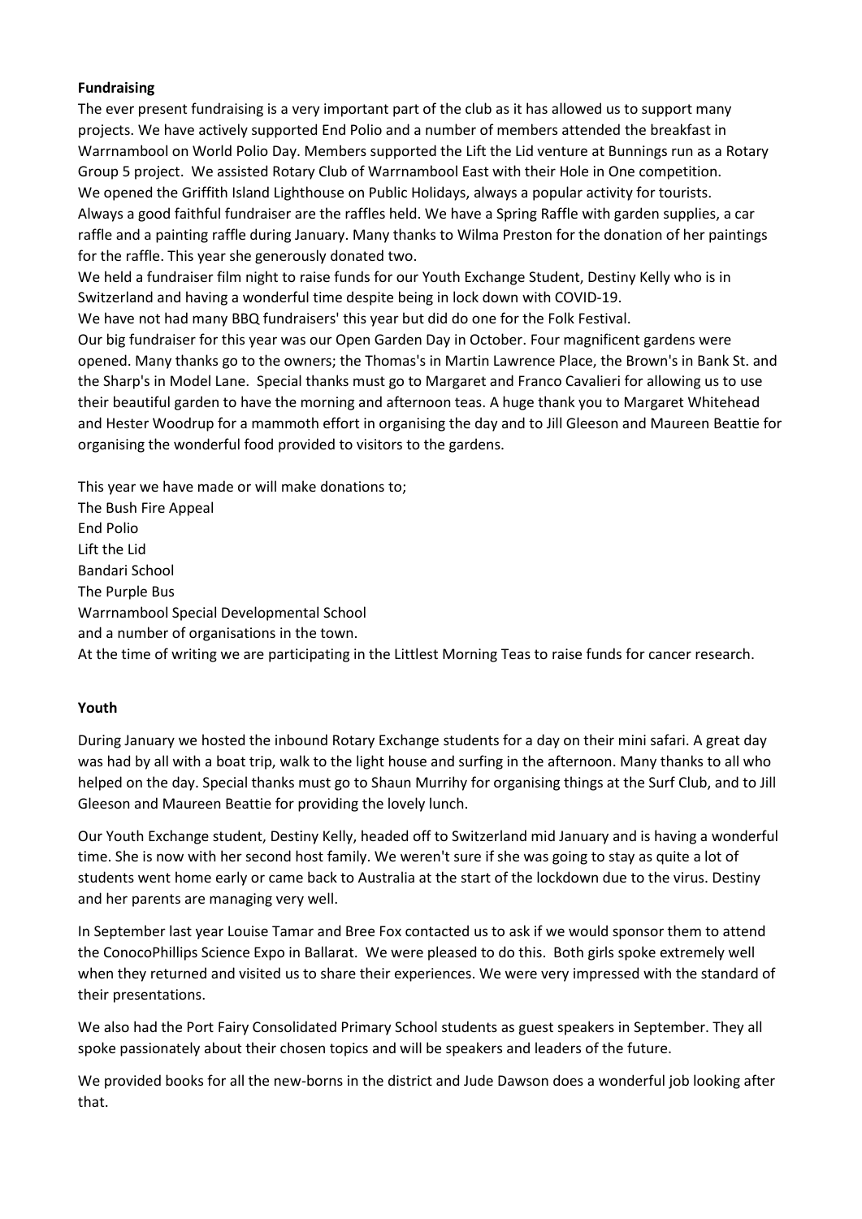**Fundraising**

The ever present fundraising is a very important part of the club as it has allowed us to support many projects. We have actively supported End Polio and a number of members attended the breakfast in Warrnambool on World Polio Day. Members supported the Lift the Lid venture at Bunnings run as a Rotary Group 5 project. We assisted Rotary Club of Warrnambool East with their Hole in One competition.
We opened the Griffith Island Lighthouse on Public Holidays, always a popular activity for tourists.
Always a good faithful fundraiser are the raffles held. We have a Spring Raffle with garden supplies, a car raffle and a painting raffle during January. Many thanks to Wilma Preston for the donation of her paintings for the raffle. This year she generously donated two.
We held a fundraiser film night to raise funds for our Youth Exchange Student, Destiny Kelly who is in Switzerland and having a wonderful time despite being in lock down with COVID-19.
We have not had many BBQ fundraisers' this year but did do one for the Folk Festival.
Our big fundraiser for this year was our Open Garden Day in October. Four magnificent gardens were opened. Many thanks go to the owners; the Thomas's in Martin Lawrence Place, the Brown's in Bank St. and the Sharp's in Model Lane. Special thanks must go to Margaret and Franco Cavalieri for allowing us to use their beautiful garden to have the morning and afternoon teas. A huge thank you to Margaret Whitehead and Hester Woodrup for a mammoth effort in organising the day and to Jill Gleeson and Maureen Beattie for organising the wonderful food provided to visitors to the gardens.

This year we have made or will make donations to;
The Bush Fire Appeal
End Polio
Lift the Lid
Bandari School
The Purple Bus
Warrnambool Special Developmental School
and a number of organisations in the town.
At the time of writing we are participating in the Littlest Morning Teas to raise funds for cancer research.

**Youth**

During January we hosted the inbound Rotary Exchange students for a day on their mini safari. A great day was had by all with a boat trip, walk to the light house and surfing in the afternoon. Many thanks to all who helped on the day. Special thanks must go to Shaun Murrihy for organising things at the Surf Club, and to Jill Gleeson and Maureen Beattie for providing the lovely lunch.

Our Youth Exchange student, Destiny Kelly, headed off to Switzerland mid January and is having a wonderful time. She is now with her second host family. We weren't sure if she was going to stay as quite a lot of students went home early or came back to Australia at the start of the lockdown due to the virus. Destiny and her parents are managing very well.

In September last year Louise Tamar and Bree Fox contacted us to ask if we would sponsor them to attend the ConocoPhillips Science Expo in Ballarat. We were pleased to do this. Both girls spoke extremely well when they returned and visited us to share their experiences. We were very impressed with the standard of their presentations.

We also had the Port Fairy Consolidated Primary School students as guest speakers in September. They all spoke passionately about their chosen topics and will be speakers and leaders of the future.

We provided books for all the new-borns in the district and Jude Dawson does a wonderful job looking after that.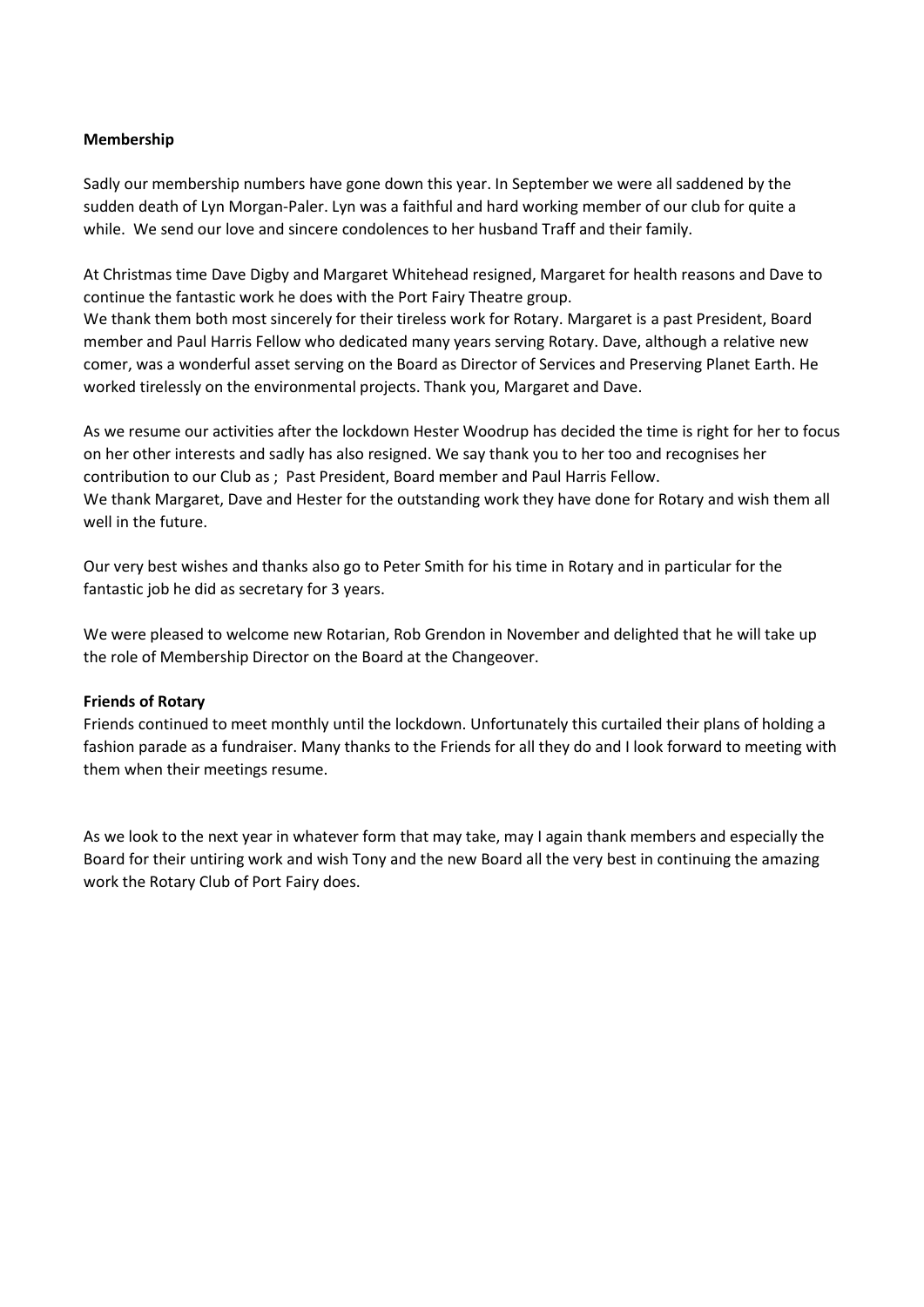**Membership**

Sadly our membership numbers have gone down this year. In September we were all saddened by the sudden death of Lyn Morgan-Paler. Lyn was a faithful and hard working member of our club for quite a while. We send our love and sincere condolences to her husband Traff and their family.

At Christmas time Dave Digby and Margaret Whitehead resigned, Margaret for health reasons and Dave to continue the fantastic work he does with the Port Fairy Theatre group.
We thank them both most sincerely for their tireless work for Rotary. Margaret is a past President, Board member and Paul Harris Fellow who dedicated many years serving Rotary. Dave, although a relative new comer, was a wonderful asset serving on the Board as Director of Services and Preserving Planet Earth. He worked tirelessly on the environmental projects. Thank you, Margaret and Dave.

As we resume our activities after the lockdown Hester Woodrup has decided the time is right for her to focus on her other interests and sadly has also resigned. We say thank you to her too and recognises her contribution to our Club as ; Past President, Board member and Paul Harris Fellow.
We thank Margaret, Dave and Hester for the outstanding work they have done for Rotary and wish them all well in the future.

Our very best wishes and thanks also go to Peter Smith for his time in Rotary and in particular for the fantastic job he did as secretary for 3 years.

We were pleased to welcome new Rotarian, Rob Grendon in November and delighted that he will take up the role of Membership Director on the Board at the Changeover.

**Friends of Rotary**

Friends continued to meet monthly until the lockdown. Unfortunately this curtailed their plans of holding a fashion parade as a fundraiser. Many thanks to the Friends for all they do and I look forward to meeting with them when their meetings resume.

As we look to the next year in whatever form that may take, may I again thank members and especially the Board for their untiring work and wish Tony and the new Board all the very best in continuing the amazing work the Rotary Club of Port Fairy does.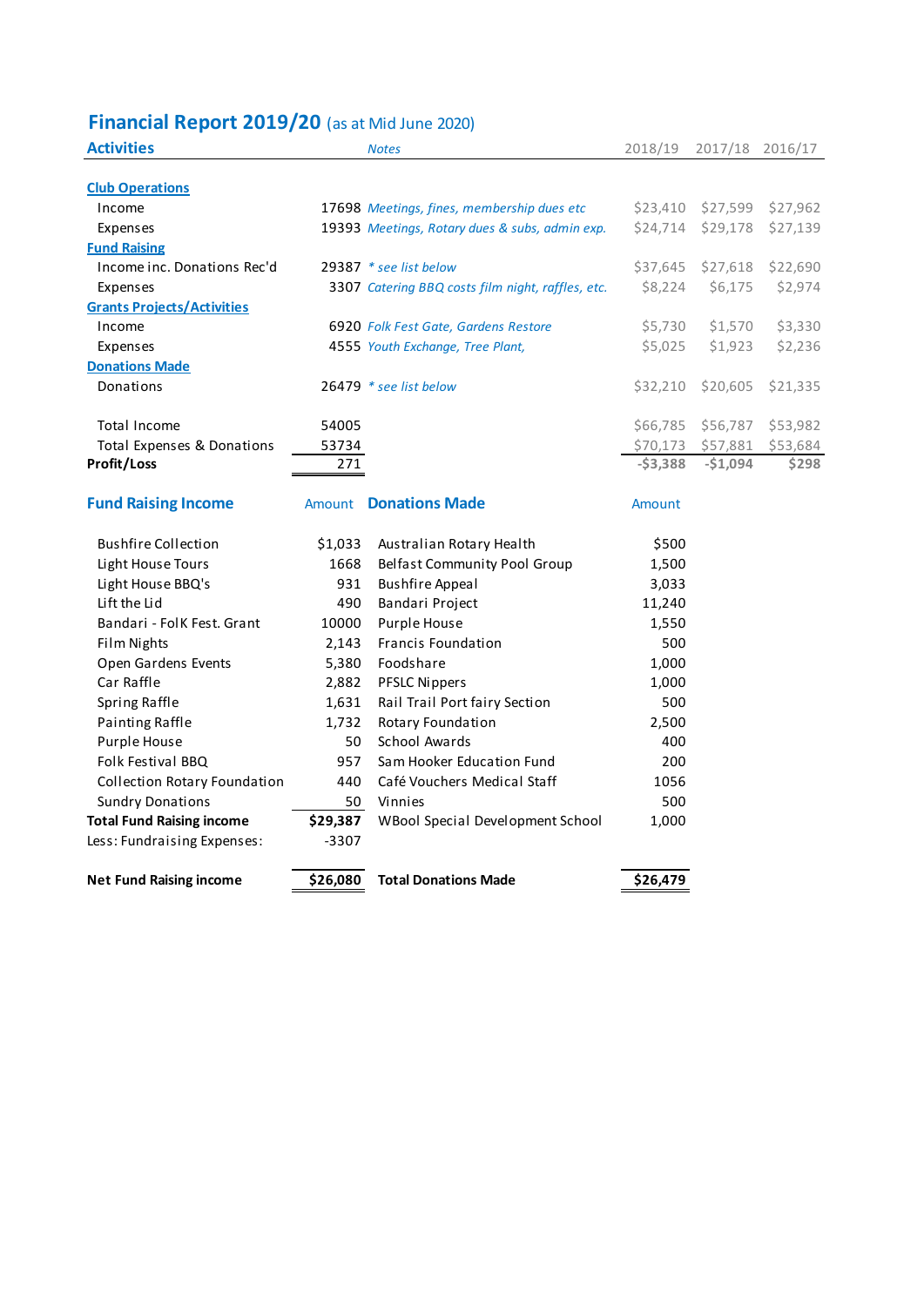# Financial Report 2019/20 (as at Mid June 2020)

| Activities | | Notes | 2018/19 | 2017/18 | 2016/17 |
|---|---|---|---|---|---|
| **Club Operations** | | | | | |
| Income | 17698 | *Meetings, fines, membership dues etc* | $23,410 | $27,599 | $27,962 |
| Expenses | 19393 | *Meetings, Rotary dues & subs, admin exp.* | $24,714 | $29,178 | $27,139 |
| **Fund Raising** | | | | | |
| Income inc. Donations Rec'd | 29387 | ** see list below* | $37,645 | $27,618 | $22,690 |
| Expenses | 3307 | *Catering BBQ costs film night, raffles, etc.* | $8,224 | $6,175 | $2,974 |
| **Grants Projects/Activities** | | | | | |
| Income | 6920 | *Folk Fest Gate, Gardens Restore* | $5,730 | $1,570 | $3,330 |
| Expenses | 4555 | *Youth Exchange, Tree Plant,* | $5,025 | $1,923 | $2,236 |
| **Donations Made** | | | | | |
| Donations | 26479 | ** see list below* | $32,210 | $20,605 | $21,335 |
| Total Income | 54005 | | $66,785 | $56,787 | $53,982 |
| Total Expenses & Donations | 53734 | | $70,173 | $57,881 | $53,684 |
| **Profit/Loss** | 271 | | **-$3,388** | **-$1,094** | **$298** |

| Fund Raising Income | Amount | Donations Made | Amount |
|---|---|---|---|
| Bushfire Collection | $1,033 | Australian Rotary Health | $500 |
| Light House Tours | 1668 | Belfast Community Pool Group | 1,500 |
| Light House BBQ's | 931 | Bushfire Appeal | 3,033 |
| Lift the Lid | 490 | Bandari Project | 11,240 |
| Bandari - FolK Fest. Grant | 10000 | Purple House | 1,550 |
| Film Nights | 2,143 | Francis Foundation | 500 |
| Open Gardens Events | 5,380 | Foodshare | 1,000 |
| Car Raffle | 2,882 | PFSLC Nippers | 1,000 |
| Spring Raffle | 1,631 | Rail Trail Port fairy Section | 500 |
| Painting Raffle | 1,732 | Rotary Foundation | 2,500 |
| Purple House | 50 | School Awards | 400 |
| Folk Festival BBQ | 957 | Sam Hooker Education Fund | 200 |
| Collection Rotary Foundation | 440 | Café Vouchers Medical Staff | 1056 |
| Sundry Donations | 50 | Vinnies | 500 |
| **Total Fund Raising income** | **$29,387** | WBool Special Development School | 1,000 |
| Less: Fundraising Expenses: | -3307 | | |
| **Net Fund Raising income** | **$26,080** | **Total Donations Made** | **$26,479** |